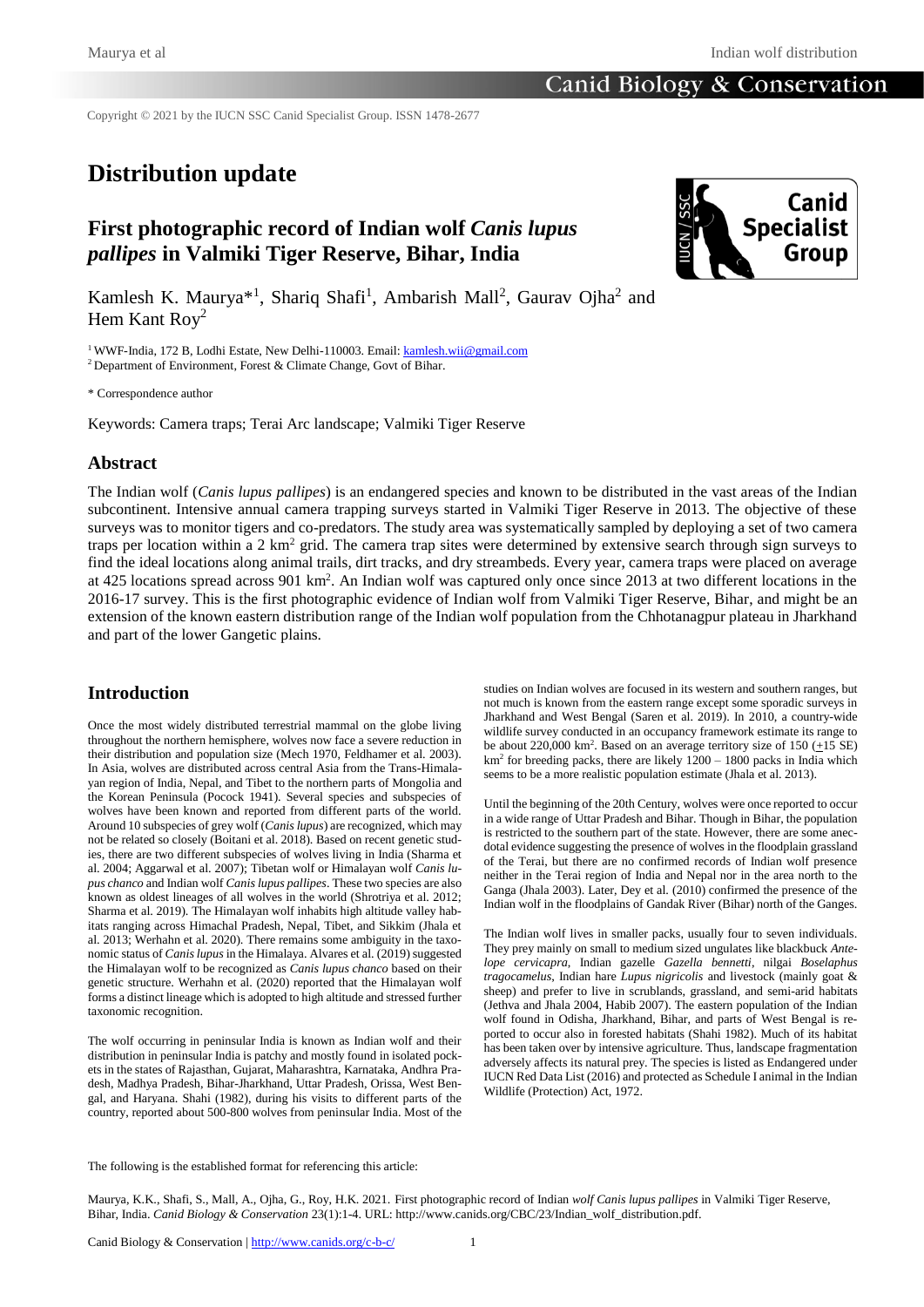Copyright © 2021 by the IUCN SSC Canid Specialist Group. ISSN 1478-2677

# Distribution update

## First photographic record of Indian wolf *Canis lupus pallipes* in Valmiki Tiger Reserve, Bihar, India

Kamlesh K. Maurya*[1], Shariq Shafi[1], Ambarish Mall[2], Gaurav Ojha[2] and Hem Kant Roy[2]

[1] WWF-India, 172 B, Lodhi Estate, New Delhi-110003. Email: kamlesh.wii@gmail.com
[2] Department of Environment, Forest & Climate Change, Govt of Bihar.

\* Correspondence author

Keywords: Camera traps; Terai Arc landscape; Valmiki Tiger Reserve

### Abstract

The Indian wolf (*Canis lupus pallipes*) is an endangered species and known to be distributed in the vast areas of the Indian subcontinent. Intensive annual camera trapping surveys started in Valmiki Tiger Reserve in 2013. The objective of these surveys was to monitor tigers and co-predators. The study area was systematically sampled by deploying a set of two camera traps per location within a 2 km$^2$ grid. The camera trap sites were determined by extensive search through sign surveys to find the ideal locations along animal trails, dirt tracks, and dry streambeds. Every year, camera traps were placed on average at 425 locations spread across 901 km$^2$. An Indian wolf was captured only once since 2013 at two different locations in the 2016-17 survey. This is the first photographic evidence of Indian wolf from Valmiki Tiger Reserve, Bihar, and might be an extension of the known eastern distribution range of the Indian wolf population from the Chhotanagpur plateau in Jharkhand and part of the lower Gangetic plains.

### Introduction

Once the most widely distributed terrestrial mammal on the globe living throughout the northern hemisphere, wolves now face a severe reduction in their distribution and population size (Mech 1970, Feldhamer et al. 2003). In Asia, wolves are distributed across central Asia from the Trans-Himalayan region of India, Nepal, and Tibet to the northern parts of Mongolia and the Korean Peninsula (Pocock 1941). Several species and subspecies of wolves have been known and reported from different parts of the world. Around 10 subspecies of grey wolf (*Canis lupus*) are recognized, which may not be related so closely (Boitani et al. 2018). Based on recent genetic studies, there are two different subspecies of wolves living in India (Sharma et al. 2004; Aggarwal et al. 2007); Tibetan wolf or Himalayan wolf *Canis lupus chanco* and Indian wolf *Canis lupus pallipes*. These two species are also known as oldest lineages of all wolves in the world (Shrotriya et al. 2012; Sharma et al. 2019). The Himalayan wolf inhabits high altitude valley habitats ranging across Himachal Pradesh, Nepal, Tibet, and Sikkim (Jhala et al. 2013; Werhahn et al. 2020). There remains some ambiguity in the taxonomic status of *Canis lupus* in the Himalaya. Alvares et al. (2019) suggested the Himalayan wolf to be recognized as *Canis lupus chanco* based on their genetic structure. Werhahn et al. (2020) reported that the Himalayan wolf forms a distinct lineage which is adopted to high altitude and stressed further taxonomic recognition.

The wolf occurring in peninsular India is known as Indian wolf and their distribution in peninsular India is patchy and mostly found in isolated pockets in the states of Rajasthan, Gujarat, Maharashtra, Karnataka, Andhra Pradesh, Madhya Pradesh, Bihar-Jharkhand, Uttar Pradesh, Orissa, West Bengal, and Haryana. Shahi (1982), during his visits to different parts of the country, reported about 500-800 wolves from peninsular India. Most of the studies on Indian wolves are focused in its western and southern ranges, but not much is known from the eastern range except some sporadic surveys in Jharkhand and West Bengal (Saren et al. 2019). In 2010, a country-wide wildlife survey conducted in an occupancy framework estimate its range to be about 220,000 km$^2$. Based on an average territory size of 150 ($\pm$15 SE) km$^2$ for breeding packs, there are likely 1200 – 1800 packs in India which seems to be a more realistic population estimate (Jhala et al. 2013).

Until the beginning of the 20th Century, wolves were once reported to occur in a wide range of Uttar Pradesh and Bihar. Though in Bihar, the population is restricted to the southern part of the state. However, there are some anecdotal evidence suggesting the presence of wolves in the floodplain grassland of the Terai, but there are no confirmed records of Indian wolf presence neither in the Terai region of India and Nepal nor in the area north to the Ganga (Jhala 2003). Later, Dey et al. (2010) confirmed the presence of the Indian wolf in the floodplains of Gandak River (Bihar) north of the Ganges.

The Indian wolf lives in smaller packs, usually four to seven individuals. They prey mainly on small to medium sized ungulates like blackbuck *Antelope cervicapra*, Indian gazelle *Gazella bennetti*, nilgai *Boselaphus tragocamelus*, Indian hare *Lupus nigricolis* and livestock (mainly goat & sheep) and prefer to live in scrublands, grassland, and semi-arid habitats (Jethva and Jhala 2004, Habib 2007). The eastern population of the Indian wolf found in Odisha, Jharkhand, Bihar, and parts of West Bengal is reported to occur also in forested habitats (Shahi 1982). Much of its habitat has been taken over by intensive agriculture. Thus, landscape fragmentation adversely affects its natural prey. The species is listed as Endangered under IUCN Red Data List (2016) and protected as Schedule I animal in the Indian Wildlife (Protection) Act, 1972.

The following is the established format for referencing this article:

Maurya, K.K., Shafi, S., Mall, A., Ojha, G., Roy, H.K. 2021. First photographic record of Indian *wolf Canis lupus pallipes* in Valmiki Tiger Reserve, Bihar, India. *Canid Biology & Conservation* 23(1):1-4. URL: http://www.canids.org/CBC/23/Indian_wolf_distribution.pdf.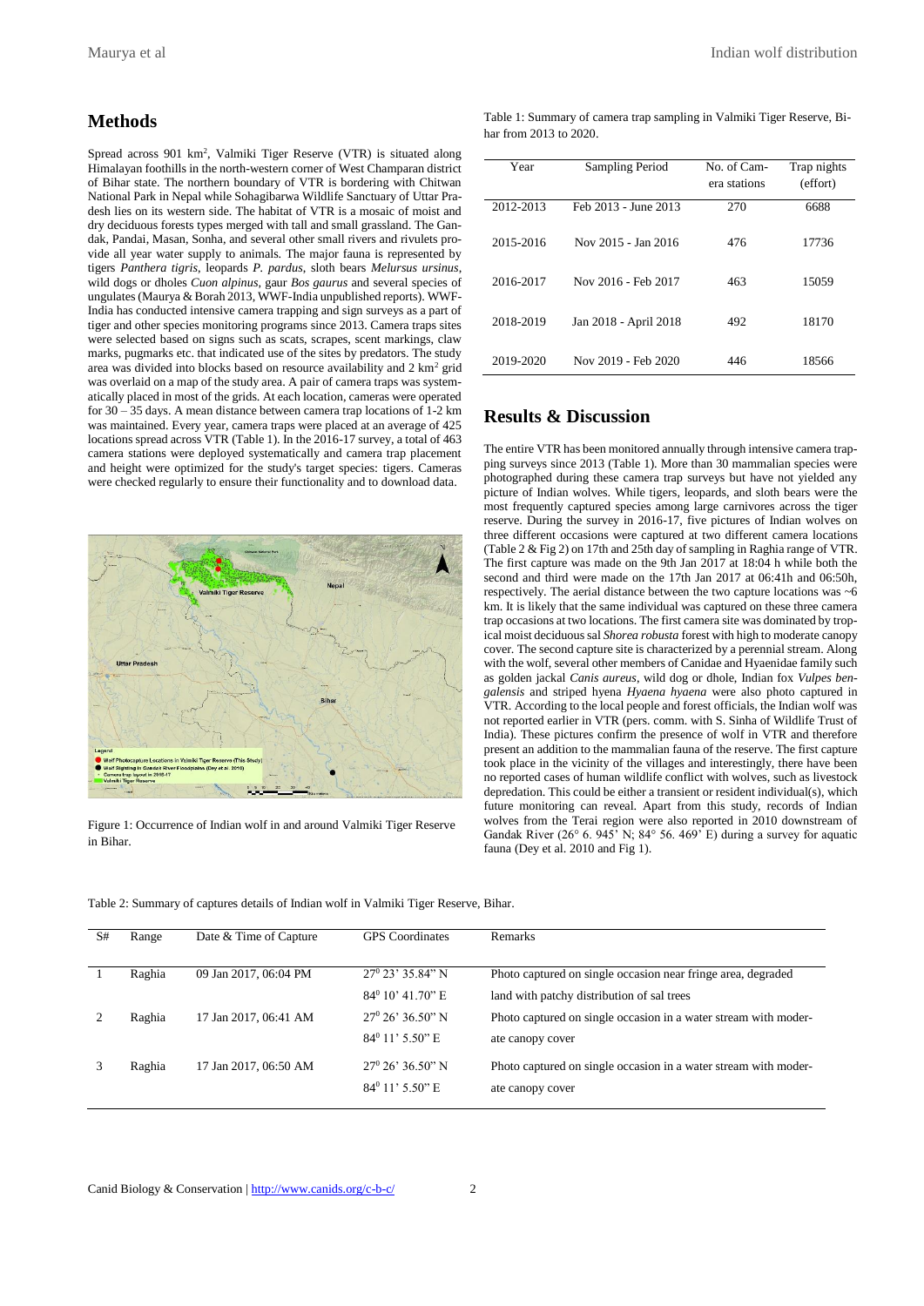## Methods

Spread across 901 km$^2$, Valmiki Tiger Reserve (VTR) is situated along Himalayan foothills in the north-western corner of West Champaran district of Bihar state. The northern boundary of VTR is bordering with Chitwan National Park in Nepal while Sohagibarwa Wildlife Sanctuary of Uttar Pradesh lies on its western side. The habitat of VTR is a mosaic of moist and dry deciduous forests types merged with tall and small grassland. The Gandak, Pandai, Masan, Sonha, and several other small rivers and rivulets provide all year water supply to animals. The major fauna is represented by tigers *Panthera tigris*, leopards *P. pardus*, sloth bears *Melursus ursinus*, wild dogs or dholes *Cuon alpinus*, gaur *Bos gaurus* and several species of ungulates (Maurya & Borah 2013, WWF-India unpublished reports). WWF-India has conducted intensive camera trapping and sign surveys as a part of tiger and other species monitoring programs since 2013. Camera traps sites were selected based on signs such as scats, scrapes, scent markings, claw marks, pugmarks etc. that indicated use of the sites by predators. The study area was divided into blocks based on resource availability and 2 km$^2$ grid was overlaid on a map of the study area. A pair of camera traps was systematically placed in most of the grids. At each location, cameras were operated for 30 – 35 days. A mean distance between camera trap locations of 1-2 km was maintained. Every year, camera traps were placed at an average of 425 locations spread across VTR (Table 1). In the 2016-17 survey, a total of 463 camera stations were deployed systematically and camera trap placement and height were optimized for the study's target species: tigers. Cameras were checked regularly to ensure their functionality and to download data.

Figure 1: Occurrence of Indian wolf in and around Valmiki Tiger Reserve in Bihar.

Table 1: Summary of camera trap sampling in Valmiki Tiger Reserve, Bihar from 2013 to 2020.

| Year | Sampling Period | No. of Camera stations | Trap nights (effort) |
|---|---|---|---|
| 2012-2013 | Feb 2013 - June 2013 | 270 | 6688 |
| 2015-2016 | Nov 2015 - Jan 2016 | 476 | 17736 |
| 2016-2017 | Nov 2016 - Feb 2017 | 463 | 15059 |
| 2018-2019 | Jan 2018 - April 2018 | 492 | 18170 |
| 2019-2020 | Nov 2019 - Feb 2020 | 446 | 18566 |

## Results & Discussion

The entire VTR has been monitored annually through intensive camera trapping surveys since 2013 (Table 1). More than 30 mammalian species were photographed during these camera trap surveys but have not yielded any picture of Indian wolves. While tigers, leopards, and sloth bears were the most frequently captured species among large carnivores across the tiger reserve. During the survey in 2016-17, five pictures of Indian wolves on three different occasions were captured at two different camera locations (Table 2 & Fig 2) on 17th and 25th day of sampling in Raghia range of VTR. The first capture was made on the 9th Jan 2017 at 18:04 h while both the second and third were made on the 17th Jan 2017 at 06:41h and 06:50h, respectively. The aerial distance between the two capture locations was ~6 km. It is likely that the same individual was captured on these three camera trap occasions at two locations. The first camera site was dominated by tropical moist deciduous sal *Shorea robusta* forest with high to moderate canopy cover. The second capture site is characterized by a perennial stream. Along with the wolf, several other members of Canidae and Hyaenidae family such as golden jackal *Canis aureus*, wild dog or dhole, Indian fox *Vulpes bengalensis* and striped hyena *Hyaena hyaena* were also photo captured in VTR. According to the local people and forest officials, the Indian wolf was not reported earlier in VTR (pers. comm. with S. Sinha of Wildlife Trust of India). These pictures confirm the presence of wolf in VTR and therefore present an addition to the mammalian fauna of the reserve. The first capture took place in the vicinity of the villages and interestingly, there have been no reported cases of human wildlife conflict with wolves, such as livestock depredation. This could be either a transient or resident individual(s), which future monitoring can reveal. Apart from this study, records of Indian wolves from the Terai region were also reported in 2010 downstream of Gandak River (26° 6. 945' N; 84° 56. 469' E) during a survey for aquatic fauna (Dey et al. 2010 and Fig 1).

Table 2: Summary of captures details of Indian wolf in Valmiki Tiger Reserve, Bihar.

| S# | Range | Date & Time of Capture | GPS Coordinates | Remarks |
|---|---|---|---|---|
| 1 | Raghia | 09 Jan 2017, 06:04 PM | $27^0$ 23' 35.84" N<br>$84^0$ 10' 41.70" E | Photo captured on single occasion near fringe area, degraded land with patchy distribution of sal trees |
| 2 | Raghia | 17 Jan 2017, 06:41 AM | $27^0$ 26' 36.50" N<br>$84^0$ 11' 5.50" E | Photo captured on single occasion in a water stream with moderate canopy cover |
| 3 | Raghia | 17 Jan 2017, 06:50 AM | $27^0$ 26' 36.50" N<br>$84^0$ 11' 5.50" E | Photo captured on single occasion in a water stream with moderate canopy cover |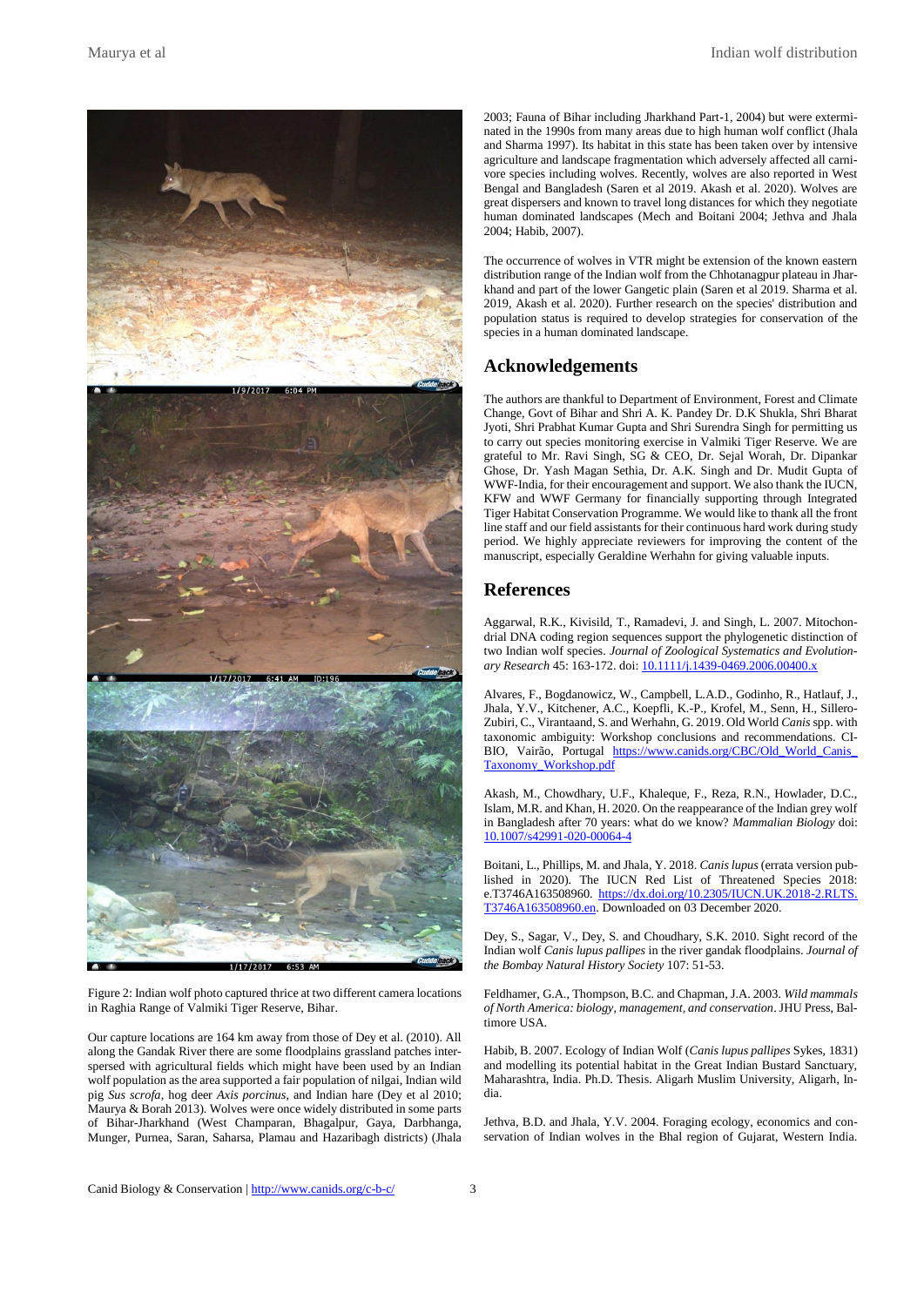Figure 2: Indian wolf photo captured thrice at two different camera locations in Raghia Range of Valmiki Tiger Reserve, Bihar.

Our capture locations are 164 km away from those of Dey et al. (2010). All along the Gandak River there are some floodplains grassland patches interspersed with agricultural fields which might have been used by an Indian wolf population as the area supported a fair population of nilgai, Indian wild pig *Sus scrofa*, hog deer *Axis porcinus*, and Indian hare (Dey et al 2010; Maurya & Borah 2013). Wolves were once widely distributed in some parts of Bihar-Jharkhand (West Champaran, Bhagalpur, Gaya, Darbhanga, Munger, Purnea, Saran, Saharsa, Plamau and Hazaribagh districts) (Jhala 2003; Fauna of Bihar including Jharkhand Part-1, 2004) but were exterminated in the 1990s from many areas due to high human wolf conflict (Jhala and Sharma 1997). Its habitat in this state has been taken over by intensive agriculture and landscape fragmentation which adversely affected all carnivore species including wolves. Recently, wolves are also reported in West Bengal and Bangladesh (Saren et al 2019. Akash et al. 2020). Wolves are great dispersers and known to travel long distances for which they negotiate human dominated landscapes (Mech and Boitani 2004; Jethva and Jhala 2004; Habib, 2007).

The occurrence of wolves in VTR might be extension of the known eastern distribution range of the Indian wolf from the Chhotanagpur plateau in Jharkhand and part of the lower Gangetic plain (Saren et al 2019. Sharma et al. 2019, Akash et al. 2020). Further research on the species' distribution and population status is required to develop strategies for conservation of the species in a human dominated landscape.

## Acknowledgements

The authors are thankful to Department of Environment, Forest and Climate Change, Govt of Bihar and Shri A. K. Pandey Dr. D.K Shukla, Shri Bharat Jyoti, Shri Prabhat Kumar Gupta and Shri Surendra Singh for permitting us to carry out species monitoring exercise in Valmiki Tiger Reserve. We are grateful to Mr. Ravi Singh, SG & CEO, Dr. Sejal Worah, Dr. Dipankar Ghose, Dr. Yash Magan Sethia, Dr. A.K. Singh and Dr. Mudit Gupta of WWF-India, for their encouragement and support. We also thank the IUCN, KFW and WWF Germany for financially supporting through Integrated Tiger Habitat Conservation Programme. We would like to thank all the front line staff and our field assistants for their continuous hard work during study period. We highly appreciate reviewers for improving the content of the manuscript, especially Geraldine Werhahn for giving valuable inputs.

## References

Aggarwal, R.K., Kivisild, T., Ramadevi, J. and Singh, L. 2007. Mitochondrial DNA coding region sequences support the phylogenetic distinction of two Indian wolf species. *Journal of Zoological Systematics and Evolutionary Research* 45: 163-172. doi: 10.1111/j.1439-0469.2006.00400.x

Alvares, F., Bogdanowicz, W., Campbell, L.A.D., Godinho, R., Hatlauf, J., Jhala, Y.V., Kitchener, A.C., Koepfli, K.-P., Krofel, M., Senn, H., Sillero-Zubiri, C., Virantaand, S. and Werhahn, G. 2019. Old World *Canis* spp. with taxonomic ambiguity: Workshop conclusions and recommendations. CIBIO, Vairão, Portugal https://www.canids.org/CBC/Old_World_Canis_Taxonomy_Workshop.pdf

Akash, M., Chowdhary, U.F., Khaleque, F., Reza, R.N., Howlader, D.C., Islam, M.R. and Khan, H. 2020. On the reappearance of the Indian grey wolf in Bangladesh after 70 years: what do we know? *Mammalian Biology* doi: 10.1007/s42991-020-00064-4

Boitani, L., Phillips, M. and Jhala, Y. 2018. *Canis lupus* (errata version published in 2020). The IUCN Red List of Threatened Species 2018: e.T3746A163508960. https://dx.doi.org/10.2305/IUCN.UK.2018-2.RLTS.T3746A163508960.en. Downloaded on 03 December 2020.

Dey, S., Sagar, V., Dey, S. and Choudhary, S.K. 2010. Sight record of the Indian wolf *Canis lupus pallipes* in the river gandak floodplains. *Journal of the Bombay Natural History Society* 107: 51-53.

Feldhamer, G.A., Thompson, B.C. and Chapman, J.A. 2003. *Wild mammals of North America: biology, management, and conservation*. JHU Press, Baltimore USA.

Habib, B. 2007. Ecology of Indian Wolf (*Canis lupus pallipes* Sykes, 1831) and modelling its potential habitat in the Great Indian Bustard Sanctuary, Maharashtra, India. Ph.D. Thesis. Aligarh Muslim University, Aligarh, India.

Jethva, B.D. and Jhala, Y.V. 2004. Foraging ecology, economics and conservation of Indian wolves in the Bhal region of Gujarat, Western India.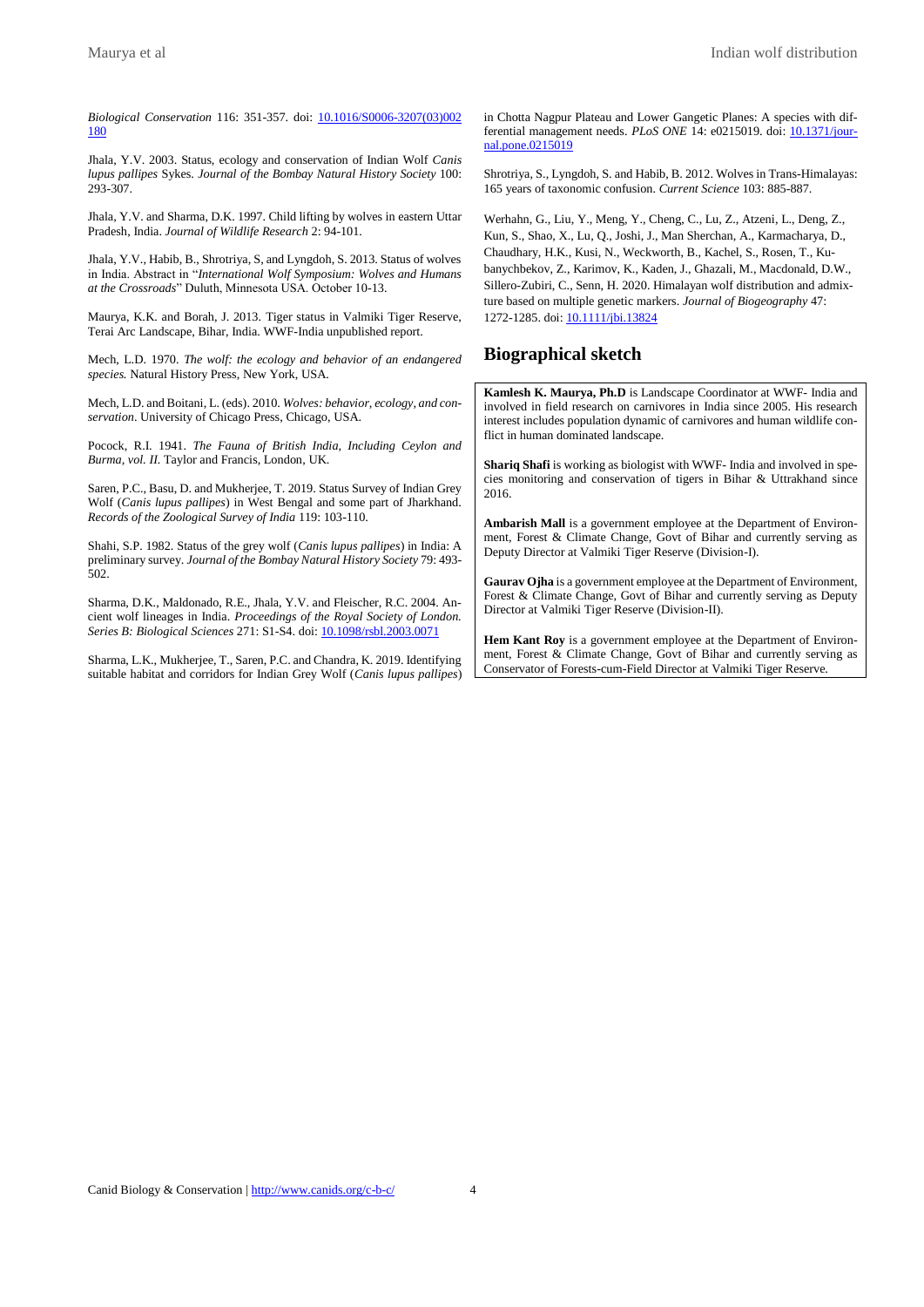*Biological Conservation* 116: 351-357. doi: 10.1016/S0006-3207(03)002180

Jhala, Y.V. 2003. Status, ecology and conservation of Indian Wolf *Canis lupus pallipes* Sykes. *Journal of the Bombay Natural History Society* 100: 293-307.

Jhala, Y.V. and Sharma, D.K. 1997. Child lifting by wolves in eastern Uttar Pradesh, India. *Journal of Wildlife Research* 2: 94-101.

Jhala, Y.V., Habib, B., Shrotriya, S, and Lyngdoh, S. 2013. Status of wolves in India. Abstract in "*International Wolf Symposium: Wolves and Humans at the Crossroads*" Duluth, Minnesota USA. October 10-13.

Maurya, K.K. and Borah, J. 2013. Tiger status in Valmiki Tiger Reserve, Terai Arc Landscape, Bihar, India. WWF-India unpublished report.

Mech, L.D. 1970. *The wolf: the ecology and behavior of an endangered species.* Natural History Press, New York, USA.

Mech, L.D. and Boitani, L. (eds). 2010. *Wolves: behavior, ecology, and conservation*. University of Chicago Press, Chicago, USA.

Pocock, R.I. 1941. *The Fauna of British India, Including Ceylon and Burma, vol. II.* Taylor and Francis, London, UK.

Saren, P.C., Basu, D. and Mukherjee, T. 2019. Status Survey of Indian Grey Wolf (*Canis lupus pallipes*) in West Bengal and some part of Jharkhand. *Records of the Zoological Survey of India* 119: 103-110.

Shahi, S.P. 1982. Status of the grey wolf (*Canis lupus pallipes*) in India: A preliminary survey. *Journal of the Bombay Natural History Society* 79: 493-502.

Sharma, D.K., Maldonado, R.E., Jhala, Y.V. and Fleischer, R.C. 2004. Ancient wolf lineages in India. *Proceedings of the Royal Society of London. Series B: Biological Sciences* 271: S1-S4. doi: 10.1098/rsbl.2003.0071

Sharma, L.K., Mukherjee, T., Saren, P.C. and Chandra, K. 2019. Identifying suitable habitat and corridors for Indian Grey Wolf (*Canis lupus pallipes*) in Chotta Nagpur Plateau and Lower Gangetic Planes: A species with differential management needs. *PLoS ONE* 14: e0215019. doi: 10.1371/journal.pone.0215019

Shrotriya, S., Lyngdoh, S. and Habib, B. 2012. Wolves in Trans-Himalayas: 165 years of taxonomic confusion. *Current Science* 103: 885-887.

Werhahn, G., Liu, Y., Meng, Y., Cheng, C., Lu, Z., Atzeni, L., Deng, Z., Kun, S., Shao, X., Lu, Q., Joshi, J., Man Sherchan, A., Karmacharya, D., Chaudhary, H.K., Kusi, N., Weckworth, B., Kachel, S., Rosen, T., Kubanychbekov, Z., Karimov, K., Kaden, J., Ghazali, M., Macdonald, D.W., Sillero-Zubiri, C., Senn, H. 2020. Himalayan wolf distribution and admixture based on multiple genetic markers. *Journal of Biogeography* 47: 1272-1285. doi: 10.1111/jbi.13824

## Biographical sketch

**Kamlesh K. Maurya, Ph.D** is Landscape Coordinator at WWF- India and involved in field research on carnivores in India since 2005. His research interest includes population dynamic of carnivores and human wildlife conflict in human dominated landscape.

**Shariq Shafi** is working as biologist with WWF- India and involved in species monitoring and conservation of tigers in Bihar & Uttrakhand since 2016.

**Ambarish Mall** is a government employee at the Department of Environment, Forest & Climate Change, Govt of Bihar and currently serving as Deputy Director at Valmiki Tiger Reserve (Division-I).

**Gaurav Ojha** is a government employee at the Department of Environment, Forest & Climate Change, Govt of Bihar and currently serving as Deputy Director at Valmiki Tiger Reserve (Division-II).

**Hem Kant Roy** is a government employee at the Department of Environment, Forest & Climate Change, Govt of Bihar and currently serving as Conservator of Forests-cum-Field Director at Valmiki Tiger Reserve.